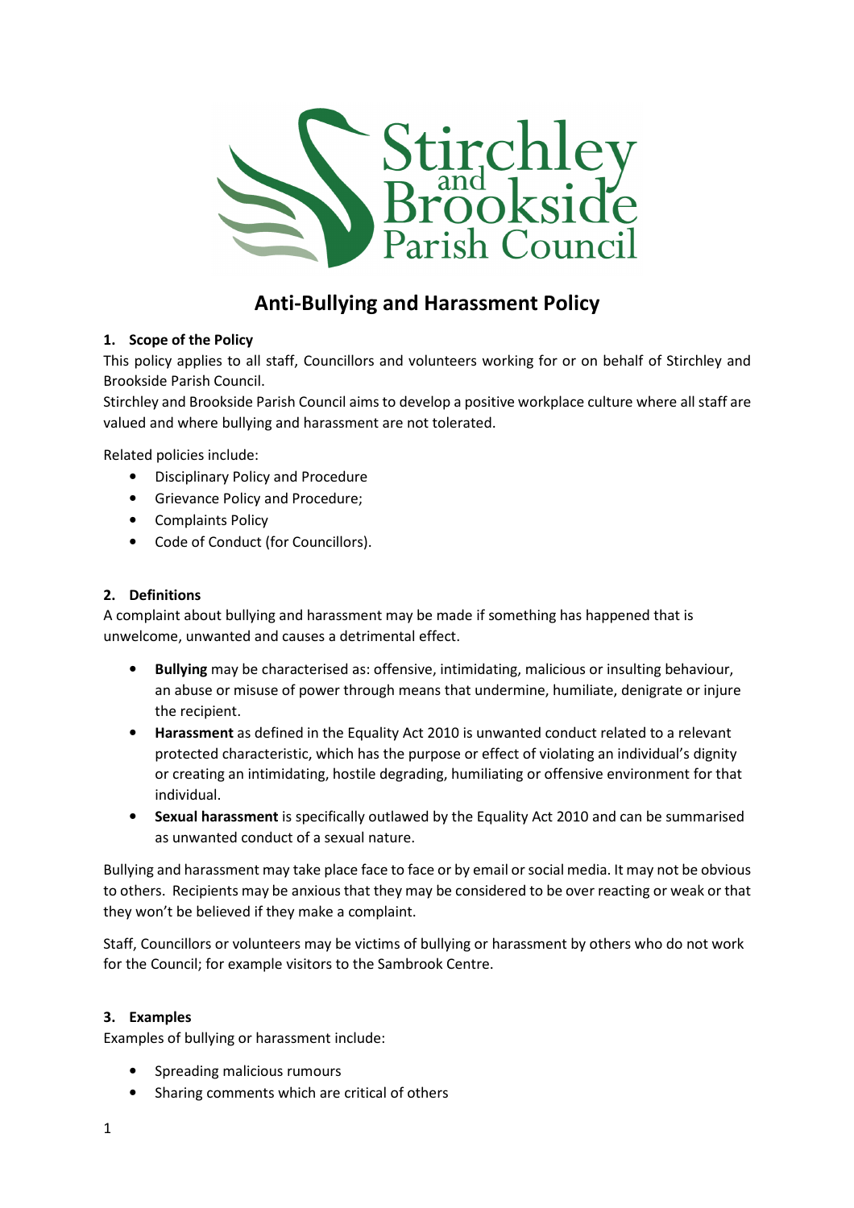Stirchley and Brookside Parish Council

# Anti-Bullying and Harassment Policy

## 1. Scope of the Policy

This policy applies to all staff, Councillors and volunteers working for or on behalf of Stirchley and Brookside Parish Council.

Stirchley and Brookside Parish Council aims to develop a positive workplace culture where all staff are valued and where bullying and harassment are not tolerated.

Related policies include:

- Disciplinary Policy and Procedure
- Grievance Policy and Procedure;
- Complaints Policy
- Code of Conduct (for Councillors).

## 2. Definitions

A complaint about bullying and harassment may be made if something has happened that is unwelcome, unwanted and causes a detrimental effect.

- **Bullying** may be characterised as: offensive, intimidating, malicious or insulting behaviour, an abuse or misuse of power through means that undermine, humiliate, denigrate or injure the recipient.
- **Harassment** as defined in the Equality Act 2010 is unwanted conduct related to a relevant protected characteristic, which has the purpose or effect of violating an individual's dignity or creating an intimidating, hostile degrading, humiliating or offensive environment for that individual.
- **Sexual harassment** is specifically outlawed by the Equality Act 2010 and can be summarised as unwanted conduct of a sexual nature.

Bullying and harassment may take place face to face or by email or social media. It may not be obvious to others. Recipients may be anxious that they may be considered to be over reacting or weak or that they won't be believed if they make a complaint.

Staff, Councillors or volunteers may be victims of bullying or harassment by others who do not work for the Council; for example visitors to the Sambrook Centre.

## 3. Examples

Examples of bullying or harassment include:

- Spreading malicious rumours
- Sharing comments which are critical of others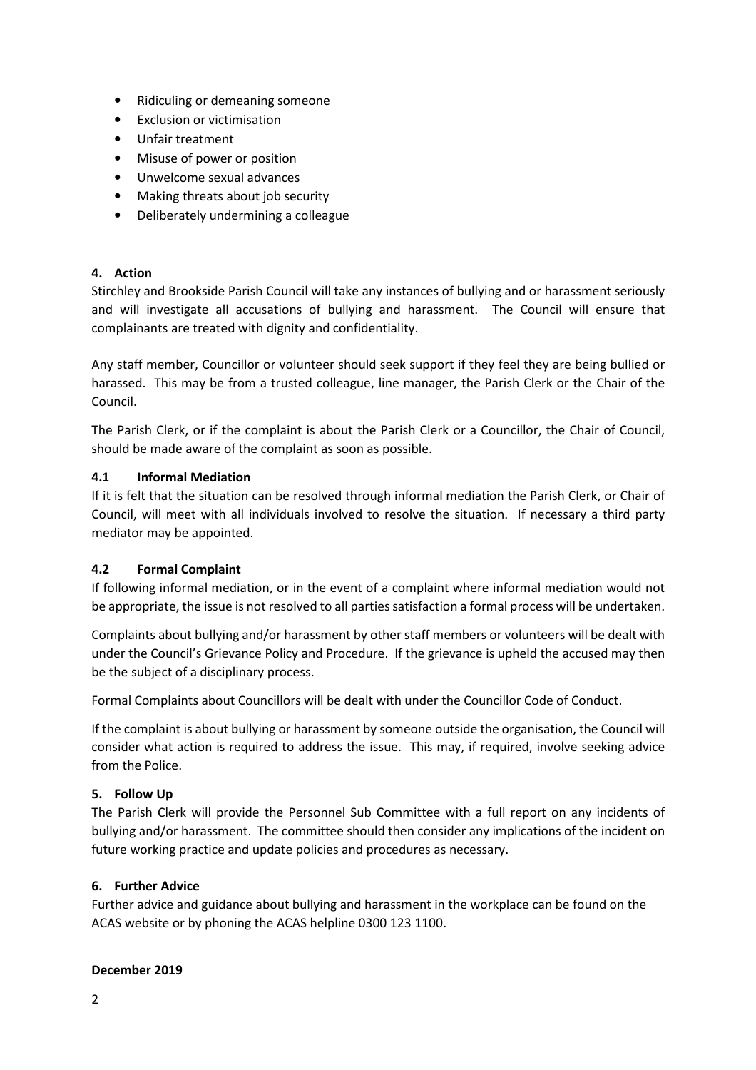- Ridiculing or demeaning someone
- Exclusion or victimisation
- Unfair treatment
- Misuse of power or position
- Unwelcome sexual advances
- Making threats about job security
- Deliberately undermining a colleague

## 4. Action

Stirchley and Brookside Parish Council will take any instances of bullying and or harassment seriously and will investigate all accusations of bullying and harassment. The Council will ensure that complainants are treated with dignity and confidentiality.

Any staff member, Councillor or volunteer should seek support if they feel they are being bullied or harassed. This may be from a trusted colleague, line manager, the Parish Clerk or the Chair of the Council.

The Parish Clerk, or if the complaint is about the Parish Clerk or a Councillor, the Chair of Council, should be made aware of the complaint as soon as possible.

### 4.1 Informal Mediation

If it is felt that the situation can be resolved through informal mediation the Parish Clerk, or Chair of Council, will meet with all individuals involved to resolve the situation. If necessary a third party mediator may be appointed.

### 4.2 Formal Complaint

If following informal mediation, or in the event of a complaint where informal mediation would not be appropriate, the issue is not resolved to all parties satisfaction a formal process will be undertaken.

Complaints about bullying and/or harassment by other staff members or volunteers will be dealt with under the Council's Grievance Policy and Procedure. If the grievance is upheld the accused may then be the subject of a disciplinary process.

Formal Complaints about Councillors will be dealt with under the Councillor Code of Conduct.

If the complaint is about bullying or harassment by someone outside the organisation, the Council will consider what action is required to address the issue. This may, if required, involve seeking advice from the Police.

## 5. Follow Up

The Parish Clerk will provide the Personnel Sub Committee with a full report on any incidents of bullying and/or harassment. The committee should then consider any implications of the incident on future working practice and update policies and procedures as necessary.

## 6. Further Advice

Further advice and guidance about bullying and harassment in the workplace can be found on the ACAS website or by phoning the ACAS helpline 0300 123 1100.

**December 2019**